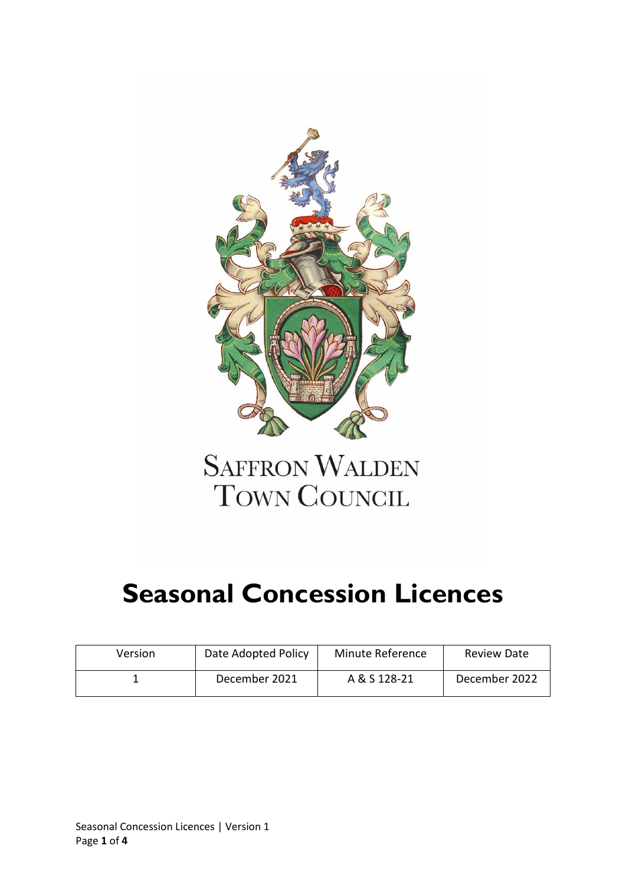SAFFRON WALDEN
TOWN COUNCIL

# Seasonal Concession Licences

| Version | Date Adopted Policy | Minute Reference | Review Date |
|---|---|---|---|
| 1 | December 2021 | A & S 128-21 | December 2022 |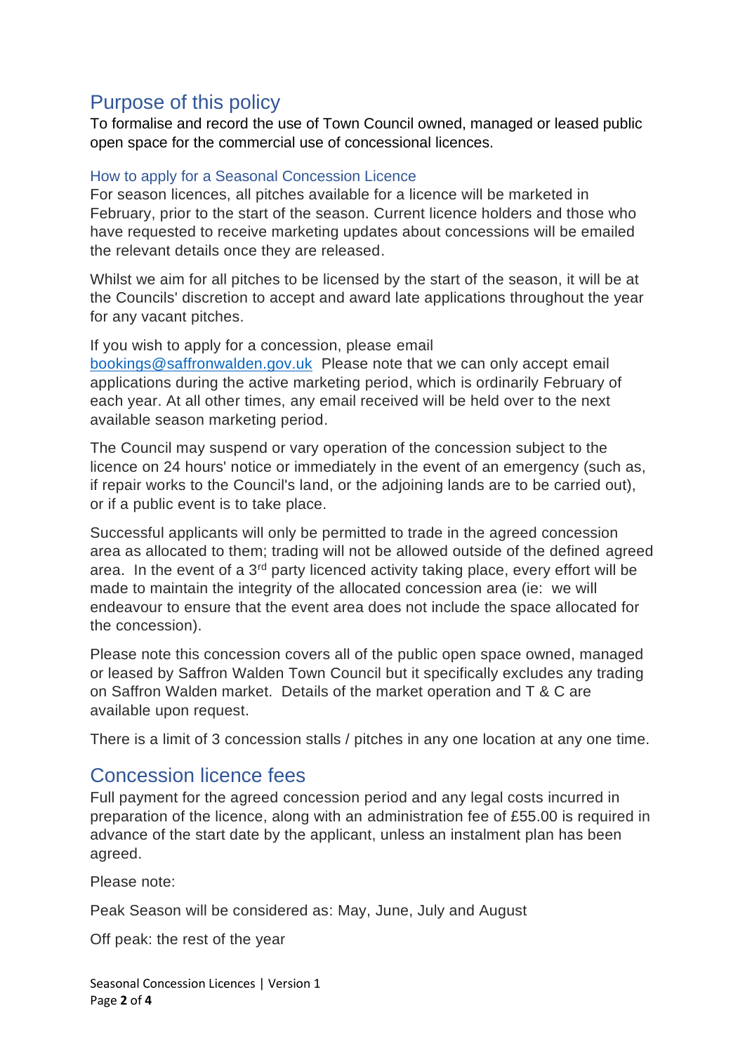## Purpose of this policy

To formalise and record the use of Town Council owned, managed or leased public open space for the commercial use of concessional licences.

### How to apply for a Seasonal Concession Licence

For season licences, all pitches available for a licence will be marketed in February, prior to the start of the season. Current licence holders and those who have requested to receive marketing updates about concessions will be emailed the relevant details once they are released.

Whilst we aim for all pitches to be licensed by the start of the season, it will be at the Councils' discretion to accept and award late applications throughout the year for any vacant pitches.

If you wish to apply for a concession, please email [bookings@saffronwalden.gov.uk](mailto:bookings@saffronwalden.gov.uk) Please note that we can only accept email applications during the active marketing period, which is ordinarily February of each year. At all other times, any email received will be held over to the next available season marketing period.

The Council may suspend or vary operation of the concession subject to the licence on 24 hours' notice or immediately in the event of an emergency (such as, if repair works to the Council's land, or the adjoining lands are to be carried out), or if a public event is to take place.

Successful applicants will only be permitted to trade in the agreed concession area as allocated to them; trading will not be allowed outside of the defined agreed area. In the event of a 3rd party licenced activity taking place, every effort will be made to maintain the integrity of the allocated concession area (ie: we will endeavour to ensure that the event area does not include the space allocated for the concession).

Please note this concession covers all of the public open space owned, managed or leased by Saffron Walden Town Council but it specifically excludes any trading on Saffron Walden market. Details of the market operation and T & C are available upon request.

There is a limit of 3 concession stalls / pitches in any one location at any one time.

## Concession licence fees

Full payment for the agreed concession period and any legal costs incurred in preparation of the licence, along with an administration fee of £55.00 is required in advance of the start date by the applicant, unless an instalment plan has been agreed.

Please note:

Peak Season will be considered as: May, June, July and August

Off peak: the rest of the year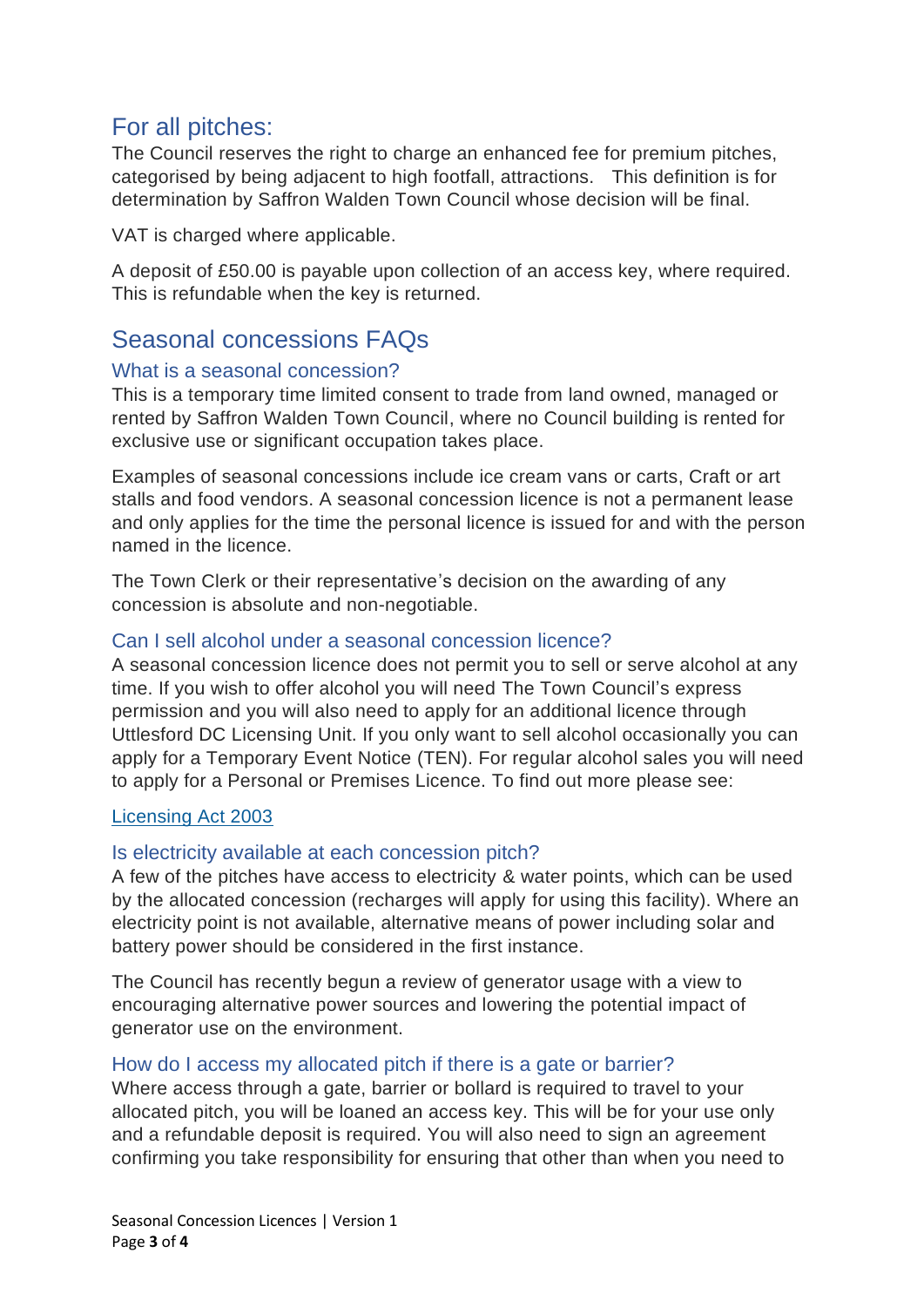## For all pages:

The Council reserves the right to charge an enhanced fee for premium pitches, categorised by being adjacent to high footfall, attractions.   This definition is for determination by Saffron Walden Town Council whose decision will be final.

VAT is charged where applicable.

A deposit of £50.00 is payable upon collection of an access key, where required. This is refundable when the key is returned.

## Seasonal concessions FAQs

### What is a seasonal concession?

This is a temporary time limited consent to trade from land owned, managed or rented by Saffron Walden Town Council, where no Council building is rented for exclusive use or significant occupation takes place.

Examples of seasonal concessions include ice cream vans or carts, Craft or art stalls and food vendors. A seasonal concession licence is not a permanent lease and only applies for the time the personal licence is issued for and with the person named in the licence.

The Town Clerk or their representative's decision on the awarding of any concession is absolute and non-negotiable.

### Can I sell alcohol under a seasonal concession licence?

A seasonal concession licence does not permit you to sell or serve alcohol at any time. If you wish to offer alcohol you will need The Town Council's express permission and you will also need to apply for an additional licence through Uttlesford DC Licensing Unit. If you only want to sell alcohol occasionally you can apply for a Temporary Event Notice (TEN). For regular alcohol sales you will need to apply for a Personal or Premises Licence. To find out more please see:

[Licensing Act 2003]

### Is electricity available at each concession pitch?

A few of the pitches have access to electricity & water points, which can be used by the allocated concession (recharges will apply for using this facility). Where an electricity point is not available, alternative means of power including solar and battery power should be considered in the first instance.

The Council has recently begun a review of generator usage with a view to encouraging alternative power sources and lowering the potential impact of generator use on the environment.

### How do I access my allocated pitch if there is a gate or barrier?

Where access through a gate, barrier or bollard is required to travel to your allocated pitch, you will be loaned an access key. This will be for your use only and a refundable deposit is required. You will also need to sign an agreement confirming you take responsibility for ensuring that other than when you need to

## For all pitches:

The Council reserves the right to charge an enhanced fee for premium pitches, categorised by being adjacent to high footfall, attractions.   This definition is for determination by Saffron Walden Town Council whose decision will be final.

VAT is charged where applicable.

A deposit of £50.00 is payable upon collection of an access key, where required. This is refundable when the key is returned.

## Seasonal concessions FAQs

### What is a seasonal concession?

This is a temporary time limited consent to trade from land owned, managed or rented by Saffron Walden Town Council, where no Council building is rented for exclusive use or significant occupation takes place.

Examples of seasonal concessions include ice cream vans or carts, Craft or art stalls and food vendors. A seasonal concession licence is not a permanent lease and only applies for the time the personal licence is issued for and with the person named in the licence.

The Town Clerk or their representative's decision on the awarding of any concession is absolute and non-negotiable.

### Can I sell alcohol under a seasonal concession licence?

A seasonal concession licence does not permit you to sell or serve alcohol at any time. If you wish to offer alcohol you will need The Town Council's express permission and you will also need to apply for an additional licence through Uttlesford DC Licensing Unit. If you only want to sell alcohol occasionally you can apply for a Temporary Event Notice (TEN). For regular alcohol sales you will need to apply for a Personal or Premises Licence. To find out more please see:

Licensing Act 2003

### Is electricity available at each concession pitch?

A few of the pitches have access to electricity & water points, which can be used by the allocated concession (recharges will apply for using this facility). Where an electricity point is not available, alternative means of power including solar and battery power should be considered in the first instance.

The Council has recently begun a review of generator usage with a view to encouraging alternative power sources and lowering the potential impact of generator use on the environment.

### How do I access my allocated pitch if there is a gate or barrier?

Where access through a gate, barrier or bollard is required to travel to your allocated pitch, you will be loaned an access key. This will be for your use only and a refundable deposit is required. You will also need to sign an agreement confirming you take responsibility for ensuring that other than when you need to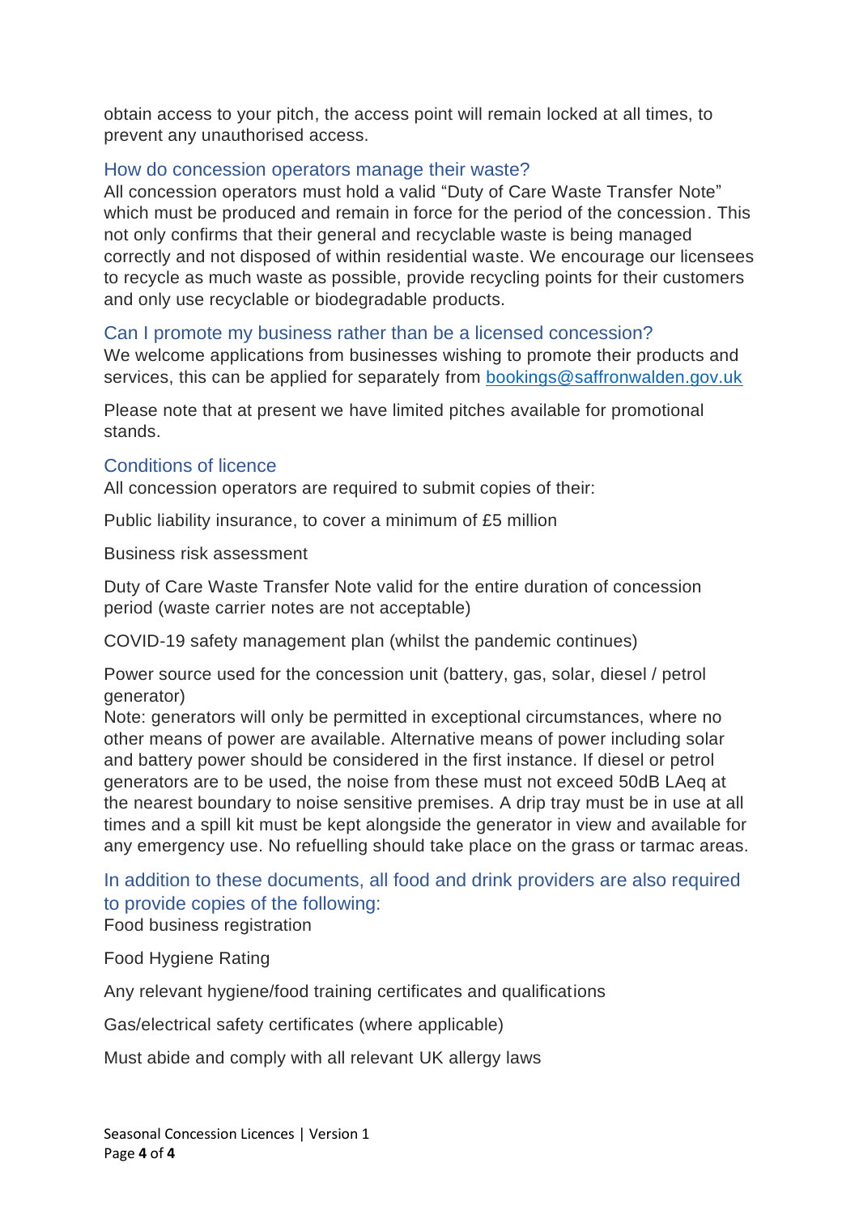obtain access to your pitch, the access point will remain locked at all times, to prevent any unauthorised access.

## How do concession operators manage their waste?

All concession operators must hold a valid "Duty of Care Waste Transfer Note" which must be produced and remain in force for the period of the concession. This not only confirms that their general and recyclable waste is being managed correctly and not disposed of within residential waste. We encourage our licensees to recycle as much waste as possible, provide recycling points for their customers and only use recyclable or biodegradable products.

## Can I promote my business rather than be a licensed concession?

We welcome applications from businesses wishing to promote their products and services, this can be applied for separately from [bookings@saffronwalden.gov.uk](mailto:bookings@saffronwalden.gov.uk)

Please note that at present we have limited pitches available for promotional stands.

## Conditions of licence

All concession operators are required to submit copies of their:

Public liability insurance, to cover a minimum of £5 million

Business risk assessment

Duty of Care Waste Transfer Note valid for the entire duration of concession period (waste carrier notes are not acceptable)

COVID-19 safety management plan (whilst the pandemic continues)

Power source used for the concession unit (battery, gas, solar, diesel / petrol generator)
Note: generators will only be permitted in exceptional circumstances, where no other means of power are available. Alternative means of power including solar and battery power should be considered in the first instance. If diesel or petrol generators are to be used, the noise from these must not exceed 50dB LAeq at the nearest boundary to noise sensitive premises. A drip tray must be in use at all times and a spill kit must be kept alongside the generator in view and available for any emergency use. No refuelling should take place on the grass or tarmac areas.

## In addition to these documents, all food and drink providers are also required to provide copies of the following:

Food business registration

Food Hygiene Rating

Any relevant hygiene/food training certificates and qualifications

Gas/electrical safety certificates (where applicable)

Must abide and comply with all relevant UK allergy laws

Seasonal Concession Licences | Version 1